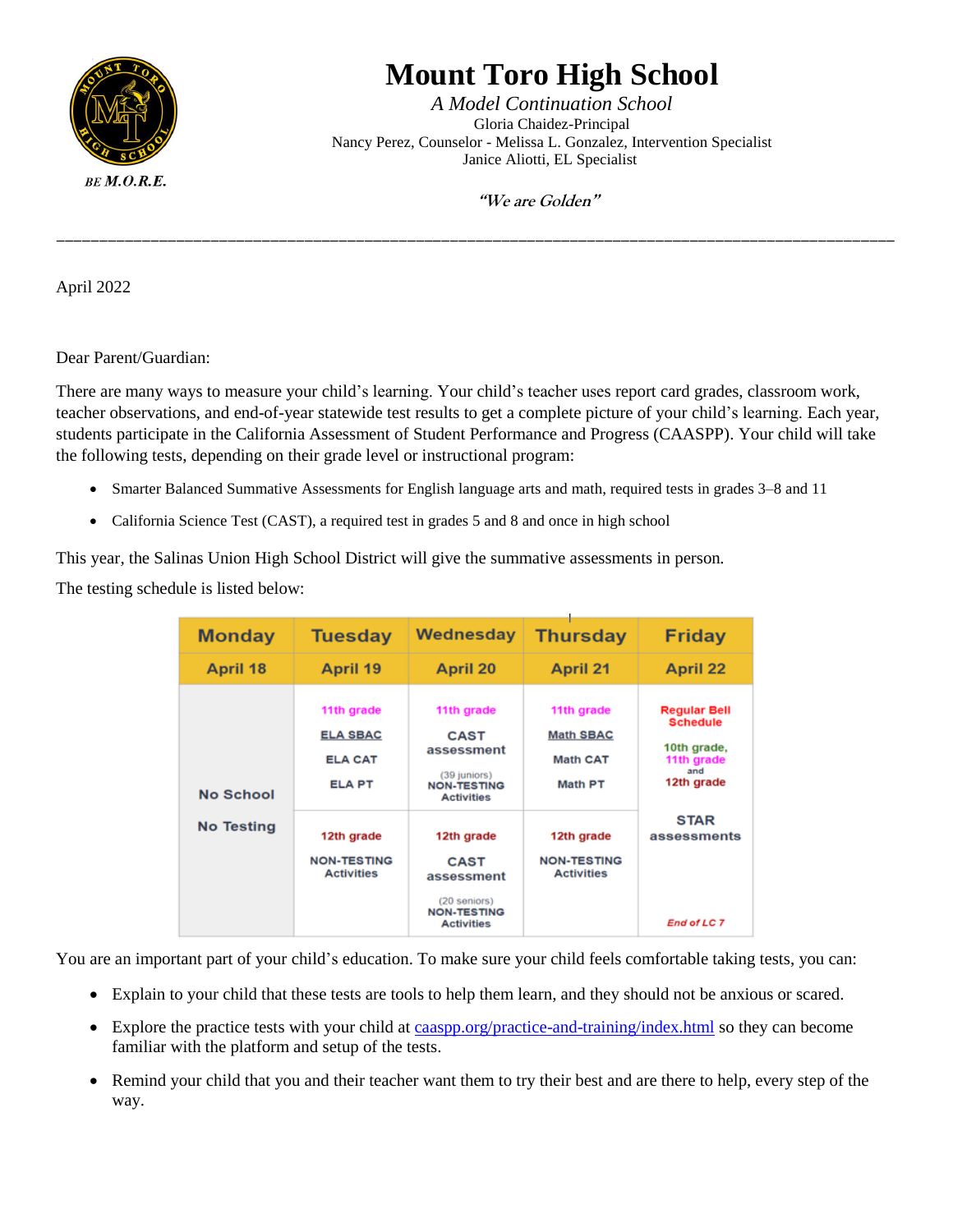# Mount Toro High School

*A Model Continuation School*
Gloria Chaidez-Principal
Nancy Perez, Counselor - Melissa L. Gonzalez, Intervention Specialist
Janice Aliotti, EL Specialist

BE M.O.R.E.

*"We are Golden"*

---

April 2022

Dear Parent/Guardian:

There are many ways to measure your child's learning. Your child's teacher uses report card grades, classroom work, teacher observations, and end-of-year statewide test results to get a complete picture of your child's learning. Each year, students participate in the California Assessment of Student Performance and Progress (CAASPP). Your child will take the following tests, depending on their grade level or instructional program:

- Smarter Balanced Summative Assessments for English language arts and math, required tests in grades 3–8 and 11
- California Science Test (CAST), a required test in grades 5 and 8 and once in high school

This year, the Salinas Union High School District will give the summative assessments in person.

The testing schedule is listed below:

| Monday | Tuesday | Wednesday | Thursday | Friday |
|---|---|---|---|---|
| April 18 | April 19 | April 20 | April 21 | April 22 |
| No School<br>No Testing | 11th grade<br>ELA SBAC<br>ELA CAT<br>ELA PT | 11th grade<br>CAST assessment<br>(39 juniors)<br>NON-TESTING Activities | 11th grade<br>Math SBAC<br>Math CAT<br>Math PT | Regular Bell Schedule<br>10th grade, 11th grade and 12th grade<br>STAR assessments<br>End of LC 7 |
| | 12th grade<br>NON-TESTING Activities | 12th grade<br>CAST assessment<br>(20 seniors)<br>NON-TESTING Activities | 12th grade<br>NON-TESTING Activities | |

You are an important part of your child's education. To make sure your child feels comfortable taking tests, you can:

- Explain to your child that these tests are tools to help them learn, and they should not be anxious or scared.
- Explore the practice tests with your child at caaspp.org/practice-and-training/index.html so they can become familiar with the platform and setup of the tests.
- Remind your child that you and their teacher want them to try their best and are there to help, every step of the way.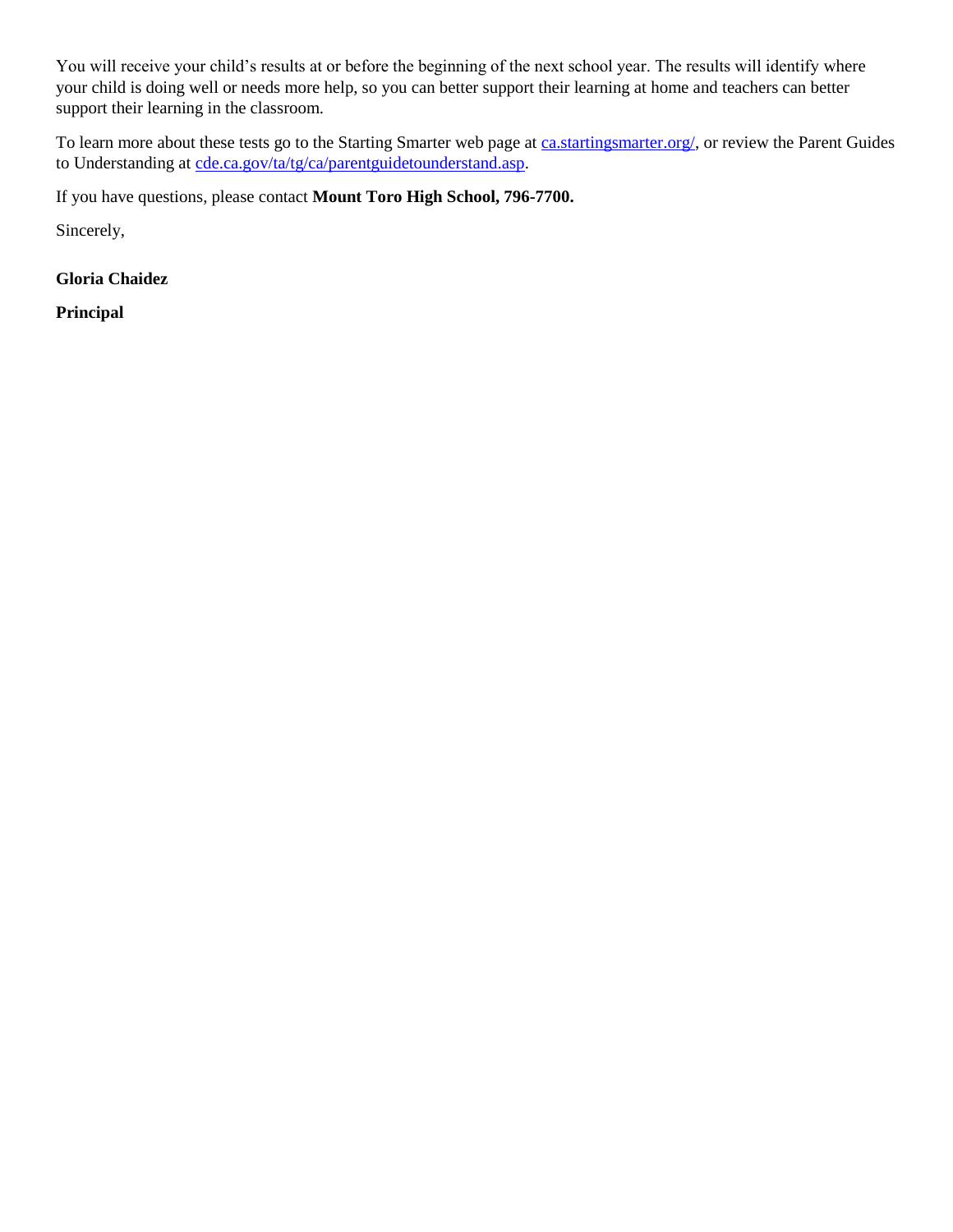You will receive your child's results at or before the beginning of the next school year. The results will identify where your child is doing well or needs more help, so you can better support their learning at home and teachers can better support their learning in the classroom.

To learn more about these tests go to the Starting Smarter web page at [ca.startingsmarter.org/](ca.startingsmarter.org/), or review the Parent Guides to Understanding at [cde.ca.gov/ta/tg/ca/parentguidetounderstand.asp](cde.ca.gov/ta/tg/ca/parentguidetounderstand.asp).

If you have questions, please contact **Mount Toro High School, 796-7700.**

Sincerely,

**Gloria Chaidez**

**Principal**